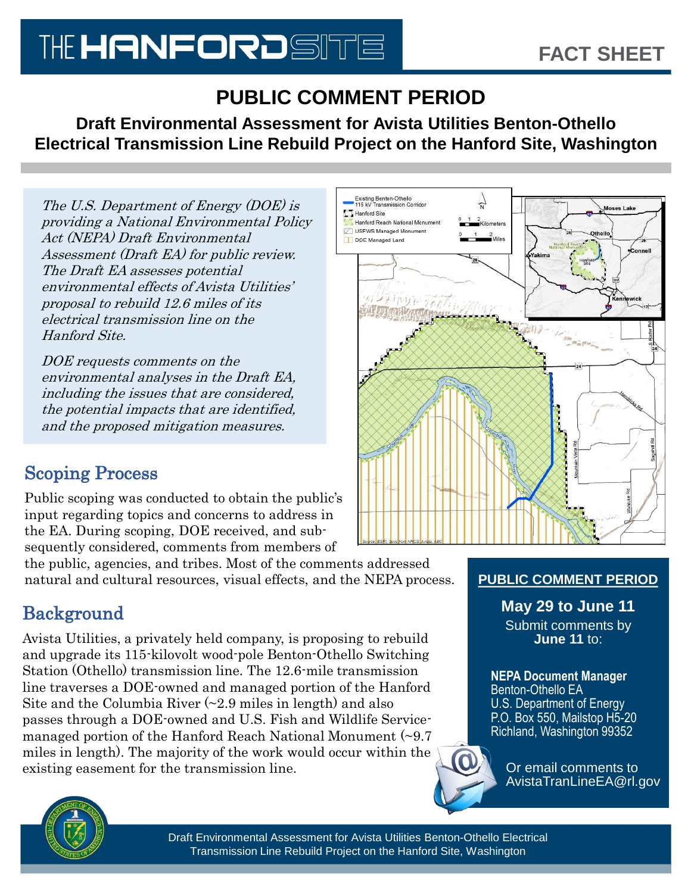# THE HANFORD SITE

FACT SHEET

## PUBLIC COMMENT PERIOD

### Draft Environmental Assessment for Avista Utilities Benton-Othello Electrical Transmission Line Rebuild Project on the Hanford Site, Washington

*The U.S. Department of Energy (DOE) is providing a National Environmental Policy Act (NEPA) Draft Environmental Assessment (Draft EA) for public review. The Draft EA assesses potential environmental effects of Avista Utilities' proposal to rebuild 12.6 miles of its electrical transmission line on the Hanford Site.*

*DOE requests comments on the environmental analyses in the Draft EA, including the issues that are considered, the potential impacts that are identified, and the proposed mitigation measures.*

## Scoping Process

Public scoping was conducted to obtain the public's input regarding topics and concerns to address in the EA. During scoping, DOE received, and subsequently considered, comments from members of the public, agencies, and tribes. Most of the comments addressed natural and cultural resources, visual effects, and the NEPA process.

## Background

Avista Utilities, a privately held company, is proposing to rebuild and upgrade its 115-kilovolt wood-pole Benton-Othello Switching Station (Othello) transmission line. The 12.6-mile transmission line traverses a DOE-owned and managed portion of the Hanford Site and the Columbia River (~2.9 miles in length) and also passes through a DOE-owned and U.S. Fish and Wildlife Service-managed portion of the Hanford Reach National Monument (~9.7 miles in length). The majority of the work would occur within the existing easement for the transmission line.

### PUBLIC COMMENT PERIOD

**May 29 to June 11**

Submit comments by **June 11** to:

**NEPA Document Manager**
Benton-Othello EA
U.S. Department of Energy
P.O. Box 550, Mailstop H5-20
Richland, Washington 99352

Or email comments to AvistaTranLineEA@rl.gov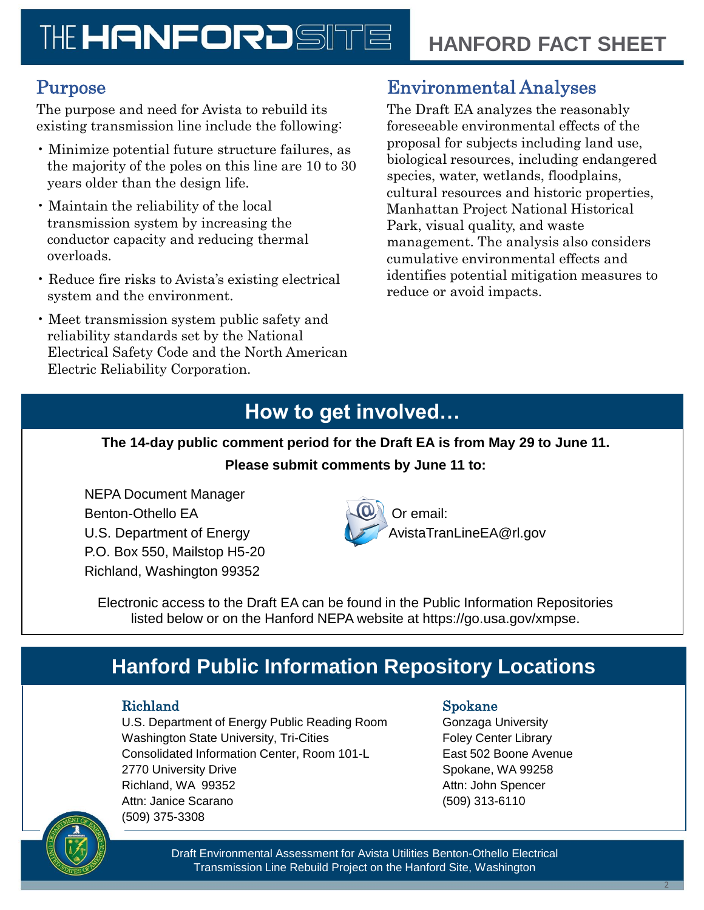# THE HANFORD SITE — HANFORD FACT SHEET

## Purpose

The purpose and need for Avista to rebuild its existing transmission line include the following:

- Minimize potential future structure failures, as the majority of the poles on this line are 10 to 30 years older than the design life.
- Maintain the reliability of the local transmission system by increasing the conductor capacity and reducing thermal overloads.
- Reduce fire risks to Avista's existing electrical system and the environment.
- Meet transmission system public safety and reliability standards set by the National Electrical Safety Code and the North American Electric Reliability Corporation.

## Environmental Analyses

The Draft EA analyzes the reasonably foreseeable environmental effects of the proposal for subjects including land use, biological resources, including endangered species, water, wetlands, floodplains, cultural resources and historic properties, Manhattan Project National Historical Park, visual quality, and waste management. The analysis also considers cumulative environmental effects and identifies potential mitigation measures to reduce or avoid impacts.

## How to get involved…

**The 14-day public comment period for the Draft EA is from May 29 to June 11.**

**Please submit comments by June 11 to:**

NEPA Document Manager
Benton-Othello EA
U.S. Department of Energy
P.O. Box 550, Mailstop H5-20
Richland, Washington 99352

Or email:
AvistaTranLineEA@rl.gov

Electronic access to the Draft EA can be found in the Public Information Repositories listed below or on the Hanford NEPA website at https://go.usa.gov/xmpse.

## Hanford Public Information Repository Locations

### Richland

U.S. Department of Energy Public Reading Room
Washington State University, Tri-Cities
Consolidated Information Center, Room 101-L
2770 University Drive
Richland, WA 99352
Attn: Janice Scarano
(509) 375-3308

### Spokane

Gonzaga University
Foley Center Library
East 502 Boone Avenue
Spokane, WA 99258
Attn: John Spencer
(509) 313-6110

Draft Environmental Assessment for Avista Utilities Benton-Othello Electrical Transmission Line Rebuild Project on the Hanford Site, Washington